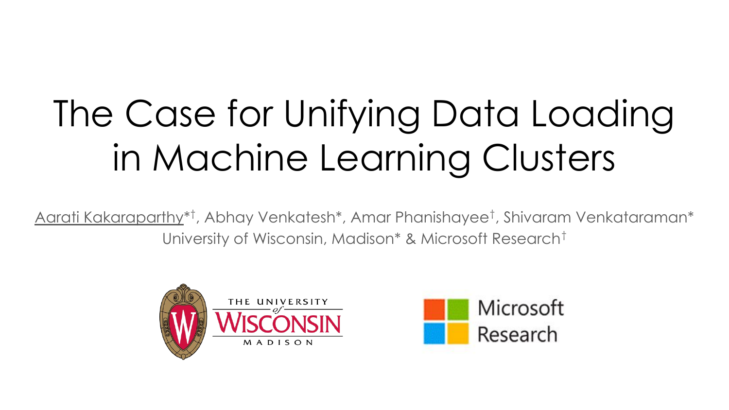# The Case for Unifying Data Loading in Machine Learning Clusters

Aarati Kakaraparthy*†, Abhay Venkatesh*, Amar Phanishayee†, Shivaram Venkataraman*

University of Wisconsin, Madison* & Microsoft Research†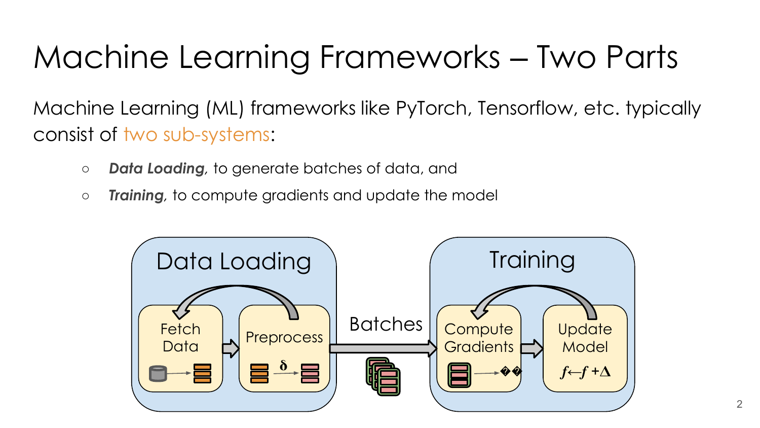# Machine Learning Frameworks – Two Parts

Machine Learning (ML) frameworks like PyTorch, Tensorflow, etc. typically consist of two sub-systems:

- ***Data Loading***, to generate batches of data, and
- ***Training***, to compute gradients and update the model

Data Loading

Fetch Data

Preprocess

$\delta$

Batches

Training

Compute Gradients

Update Model

$f \leftarrow f + \Delta$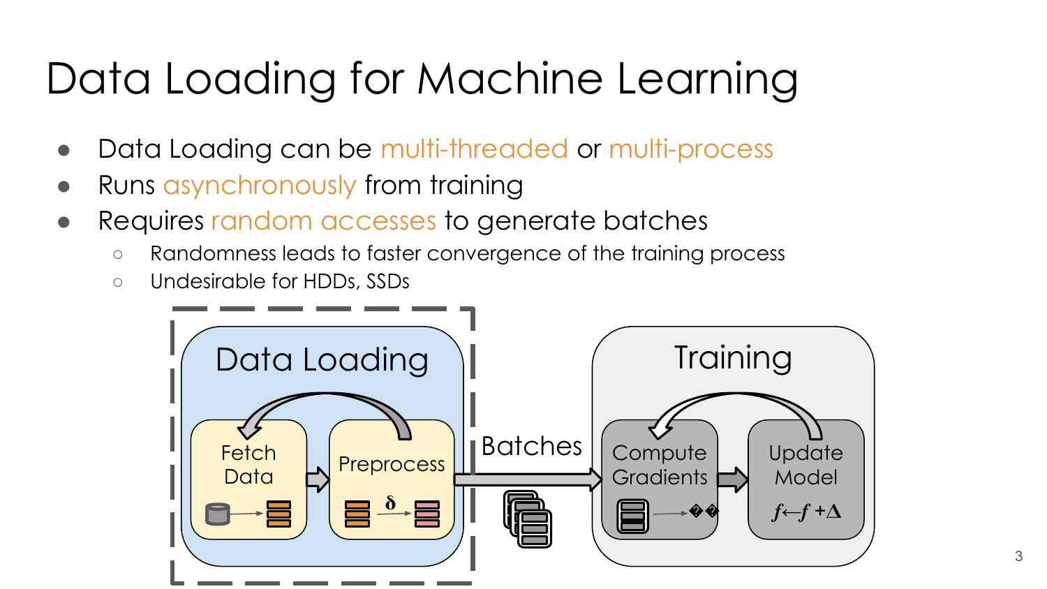# Data Loading for Machine Learning

- Data Loading can be multi-threaded or multi-process
- Runs asynchronously from training
- Requires random accesses to generate batches
  - Randomness leads to faster convergence of the training process
  - Undesirable for HDDs, SSDs

Data Loading

Fetch Data

Preprocess

δ

Batches

Training

Compute Gradients

Update Model

$f \leftarrow f + \Delta$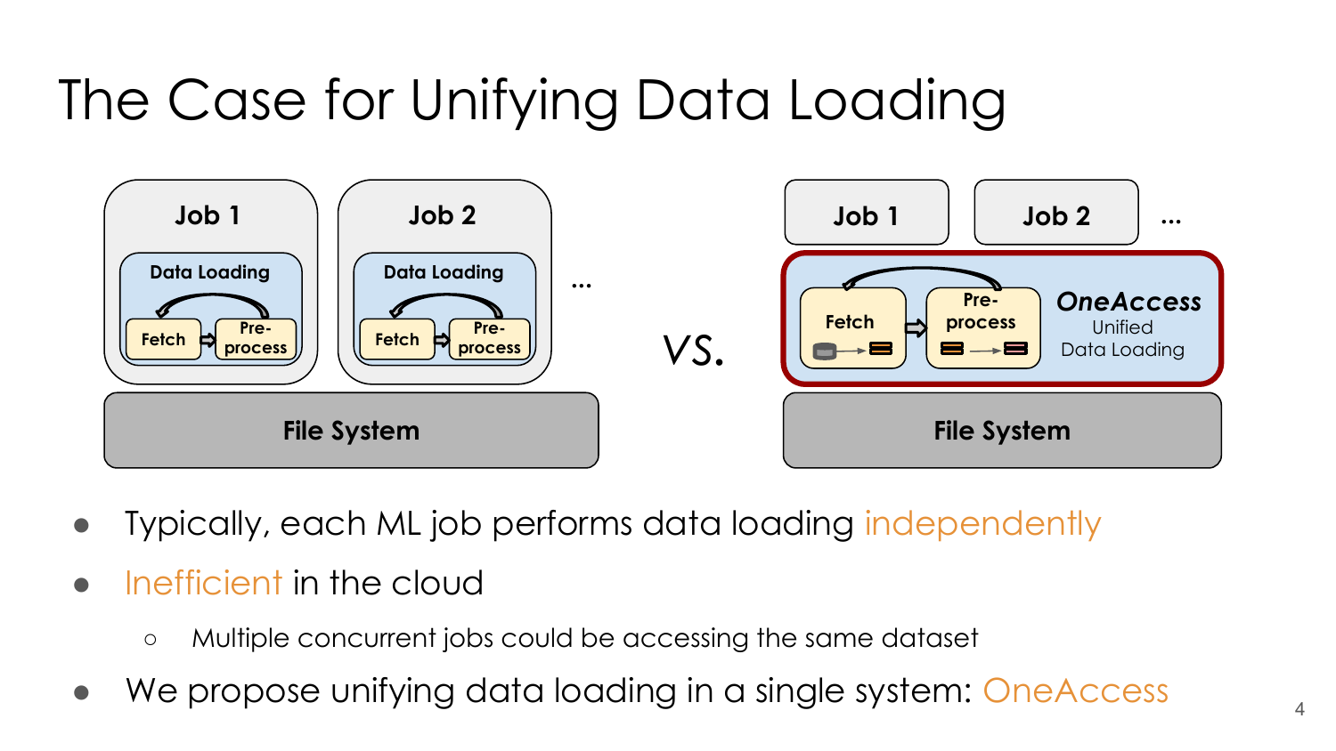# The Case for Unifying Data Loading

Job 1 | Job 2 | ...
Data Loading: Fetch → Pre-process

File System

VS.

Job 1 | Job 2 | ...

Fetch → Pre-process — ***OneAccess*** Unified Data Loading

File System

- Typically, each ML job performs data loading independently
- Inefficient in the cloud
  - Multiple concurrent jobs could be accessing the same dataset
- We propose unifying data loading in a single system: OneAccess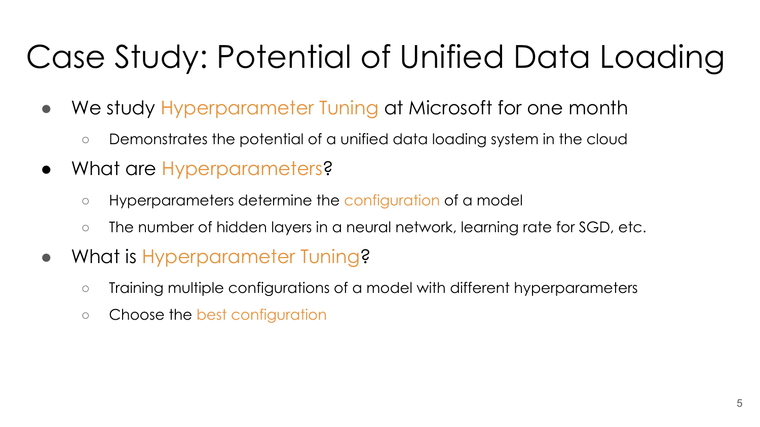# Case Study: Potential of Unified Data Loading

- We study Hyperparameter Tuning at Microsoft for one month
  - Demonstrates the potential of a unified data loading system in the cloud
- What are Hyperparameters?
  - Hyperparameters determine the configuration of a model
  - The number of hidden layers in a neural network, learning rate for SGD, etc.
- What is Hyperparameter Tuning?
  - Training multiple configurations of a model with different hyperparameters
  - Choose the best configuration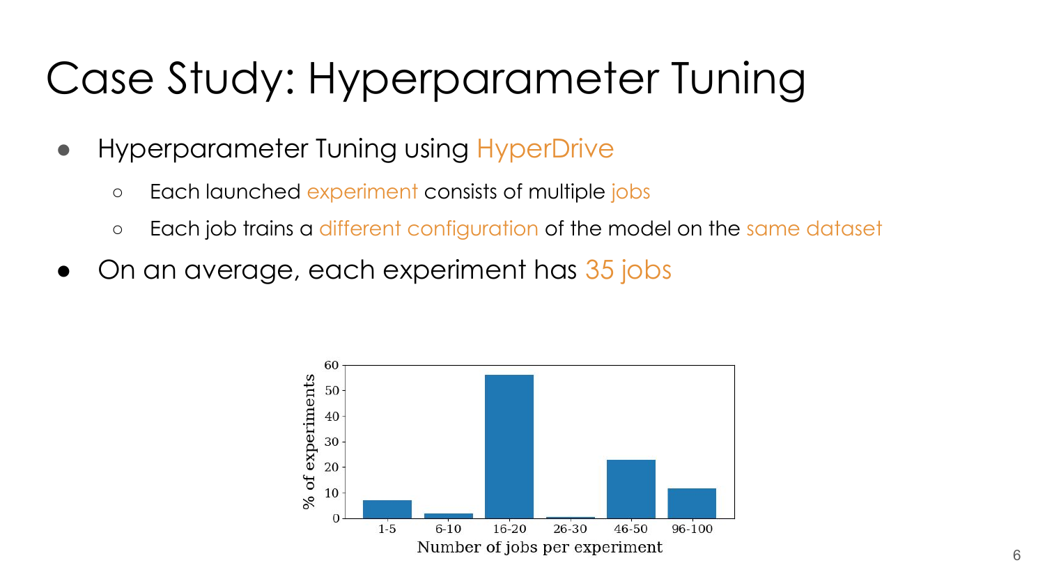# Case Study: Hyperparameter Tuning

- Hyperparameter Tuning using HyperDrive
  - Each launched experiment consists of multiple jobs
  - Each job trains a different configuration of the model on the same dataset
- On an average, each experiment has 35 jobs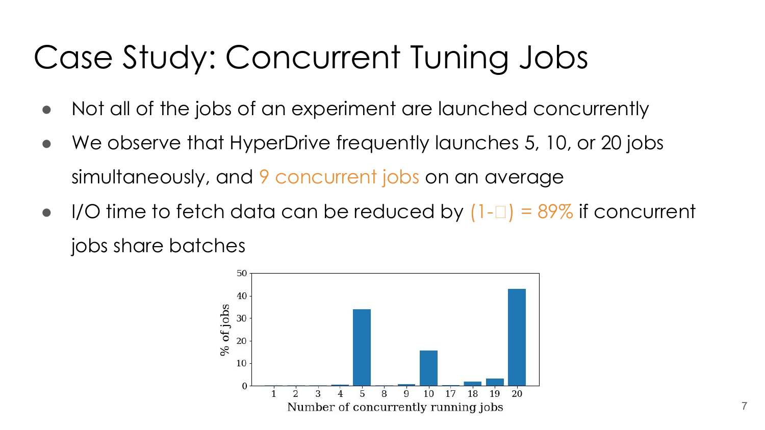# Case Study: Concurrent Tuning Jobs

- Not all of the jobs of an experiment are launched concurrently
- We observe that HyperDrive frequently launches 5, 10, or 20 jobs simultaneously, and 9 concurrent jobs on an average
- I/O time to fetch data can be reduced by (1-□) = 89% if concurrent jobs share batches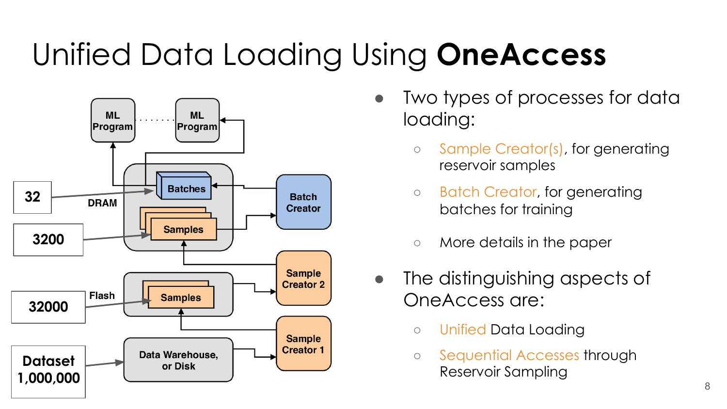# Unified Data Loading Using **OneAccess**

ML Program · · · · · · · ML Program

32 — DRAM — Batches

3200 — Samples

Batch Creator

Sample Creator 2

32000 — Flash — Samples

Dataset 1,000,000 — Data Warehouse, or Disk

Sample Creator 1

- Two types of processes for data loading:
  - Sample Creator(s), for generating reservoir samples
  - Batch Creator, for generating batches for training
  - More details in the paper
- The distinguishing aspects of OneAccess are:
  - Unified Data Loading
  - Sequential Accesses through Reservoir Sampling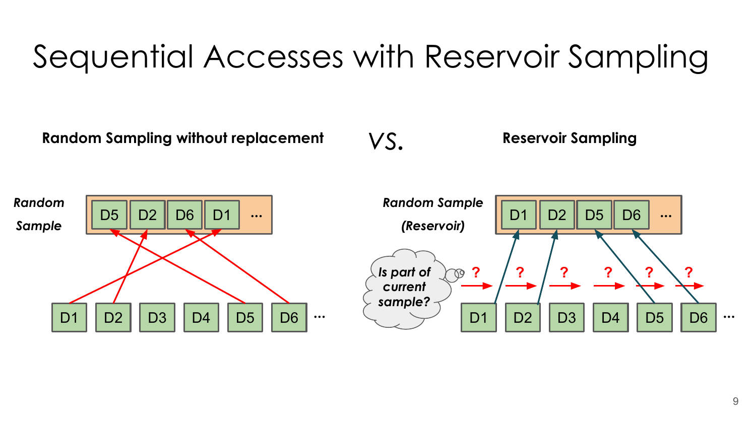# Sequential Accesses with Reservoir Sampling

**Random Sampling without replacement** *VS.* **Reservoir Sampling**

*Random Sample*

D5 D2 D6 D1 ...

D1 D2 D3 D4 D5 D6 ...

*Random Sample (Reservoir)*

D1 D2 D5 D6 ...

*Is part of current sample?*

? ? ? ? ? ?

D1 D2 D3 D4 D5 D6 ...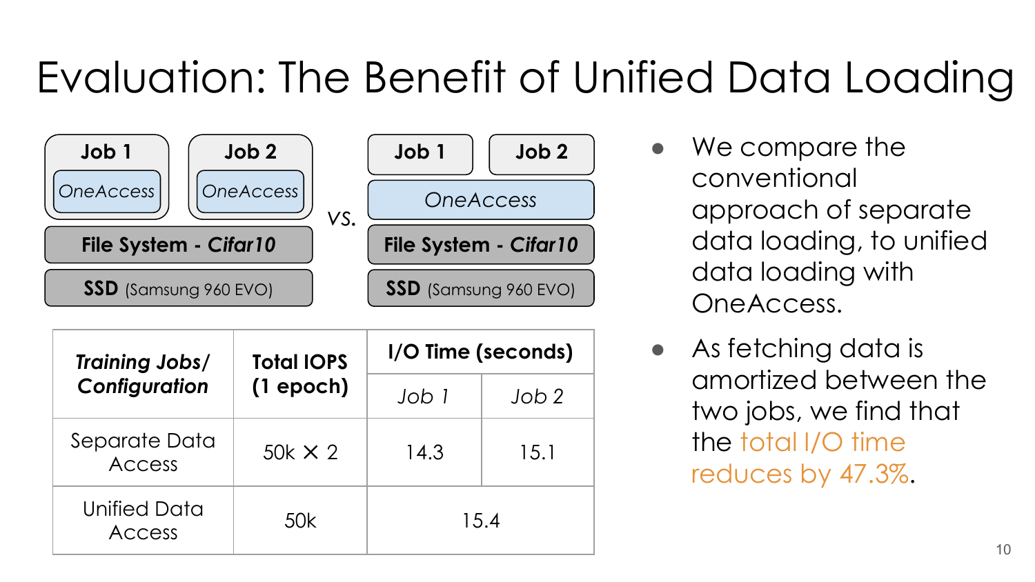# Evaluation: The Benefit of Unified Data Loading

| Job 1 | Job 2 |
|---|---|
| OneAccess | OneAccess |
| File System - *Cifar10* | |
| **SSD** (Samsung 960 EVO) | |

vs.

| Job 1 | Job 2 |
|---|---|
| OneAccess | |
| File System - *Cifar10* | |
| **SSD** (Samsung 960 EVO) | |

| ***Training Jobs/ Configuration*** | **Total IOPS (1 epoch)** | **I/O Time (seconds)** | |
|---|---|---|---|
| | | *Job 1* | *Job 2* |
| Separate Data Access | 50k ✕ 2 | 14.3 | 15.1 |
| Unified Data Access | 50k | 15.4 | |

- We compare the conventional approach of separate data loading, to unified data loading with OneAccess.
- As fetching data is amortized between the two jobs, we find that the total I/O time reduces by 47.3%.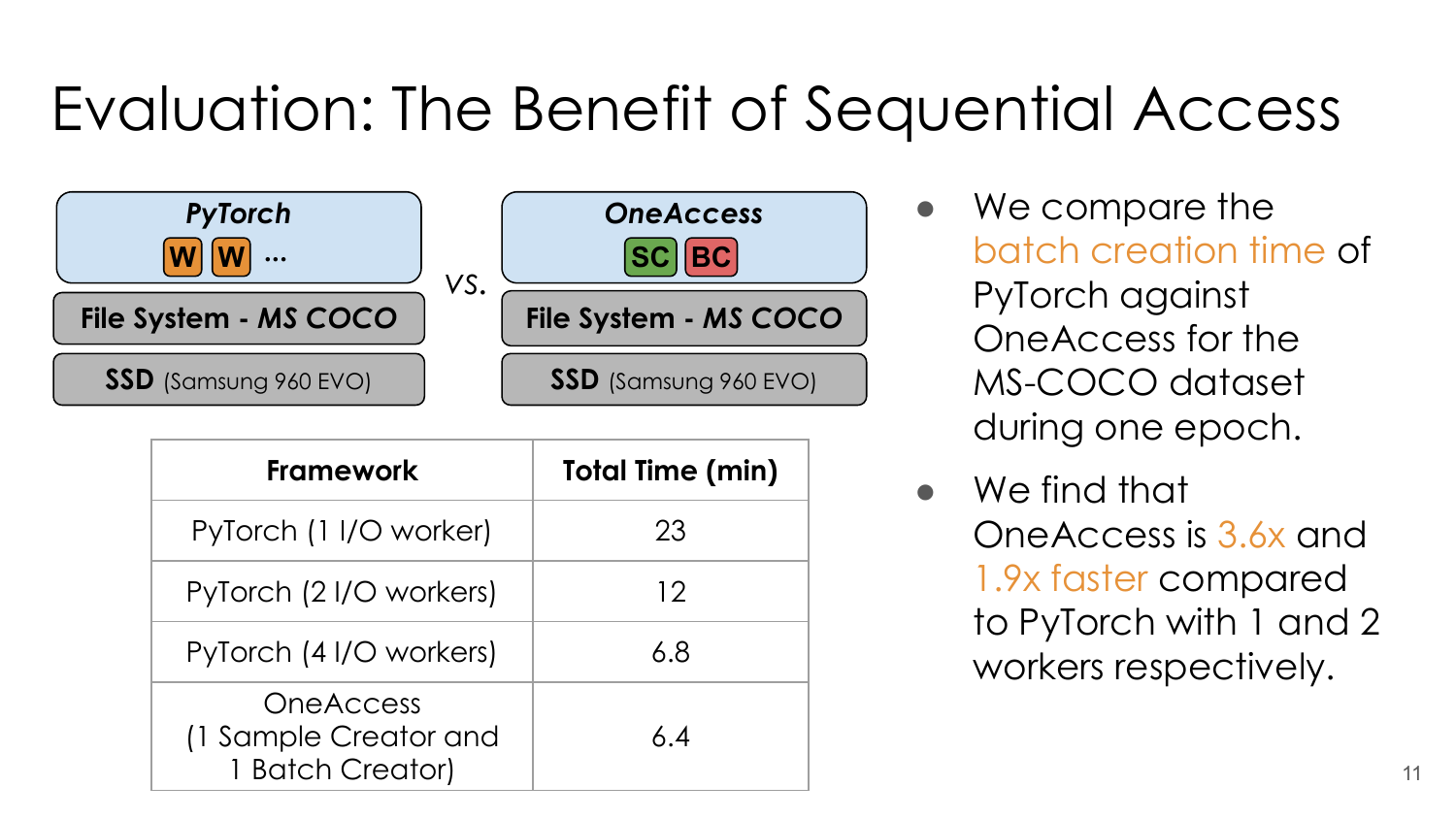# Evaluation: The Benefit of Sequential Access

**PyTorch**
**W** **W** ...
**File System - MS COCO**
**SSD** (Samsung 960 EVO)

vs.

**OneAccess**
**SC** **BC**
**File System - MS COCO**
**SSD** (Samsung 960 EVO)

| Framework | Total Time (min) |
| --- | --- |
| PyTorch (1 I/O worker) | 23 |
| PyTorch (2 I/O workers) | 12 |
| PyTorch (4 I/O workers) | 6.8 |
| OneAccess (1 Sample Creator and 1 Batch Creator) | 6.4 |

- We compare the batch creation time of PyTorch against OneAccess for the MS-COCO dataset during one epoch.
- We find that OneAccess is 3.6x and 1.9x faster compared to PyTorch with 1 and 2 workers respectively.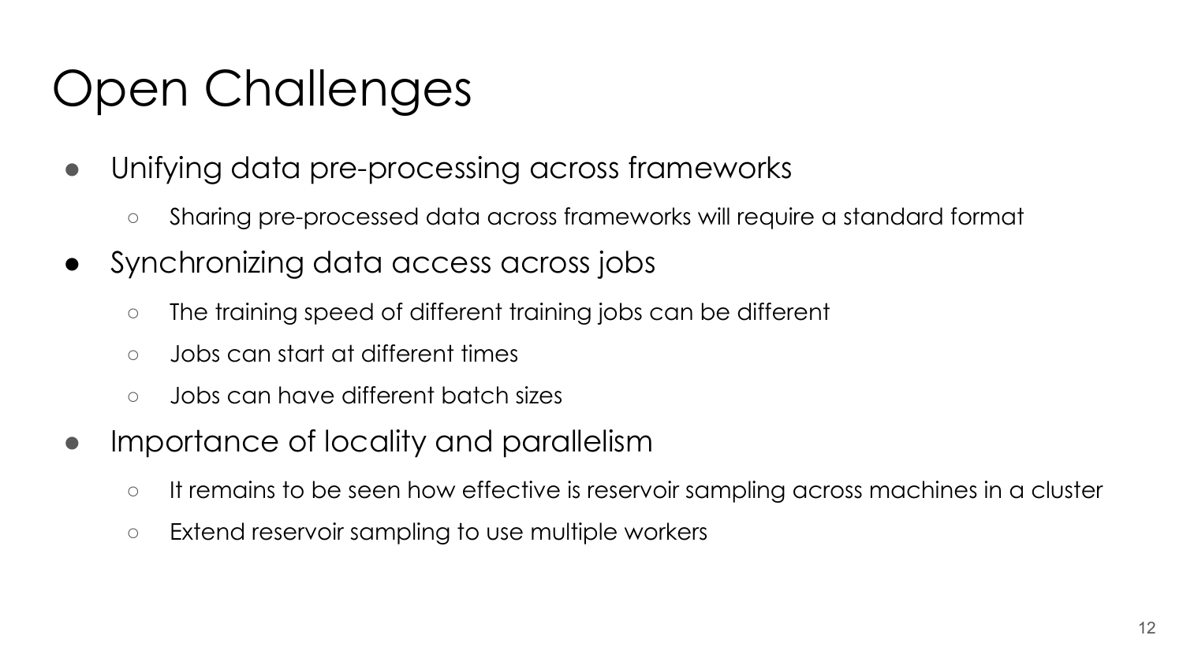# Open Challenges

- Unifying data pre-processing across frameworks
    - Sharing pre-processed data across frameworks will require a standard format
- Synchronizing data access across jobs
    - The training speed of different training jobs can be different
    - Jobs can start at different times
    - Jobs can have different batch sizes
- Importance of locality and parallelism
    - It remains to be seen how effective is reservoir sampling across machines in a cluster
    - Extend reservoir sampling to use multiple workers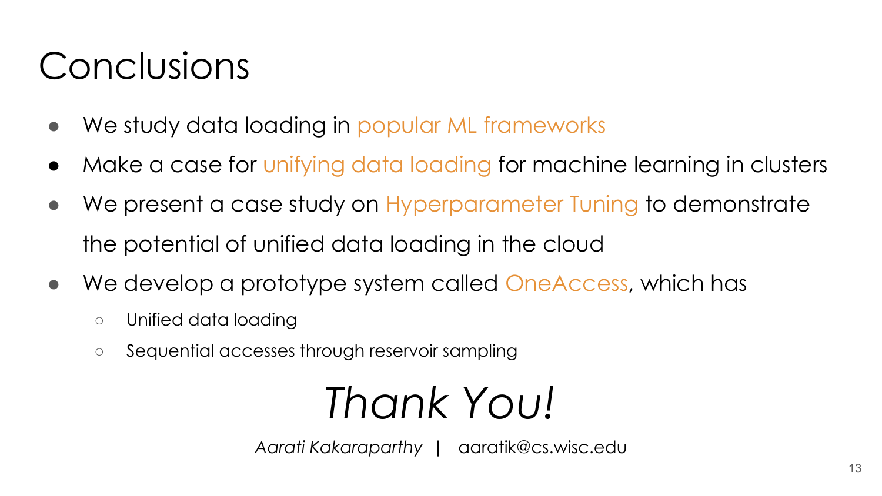# Conclusions

- We study data loading in popular ML frameworks
- Make a case for unifying data loading for machine learning in clusters
- We present a case study on Hyperparameter Tuning to demonstrate the potential of unified data loading in the cloud
- We develop a prototype system called OneAccess, which has
  - Unified data loading
  - Sequential accesses through reservoir sampling

*Thank You!*

*Aarati Kakaraparthy* | aaratik@cs.wisc.edu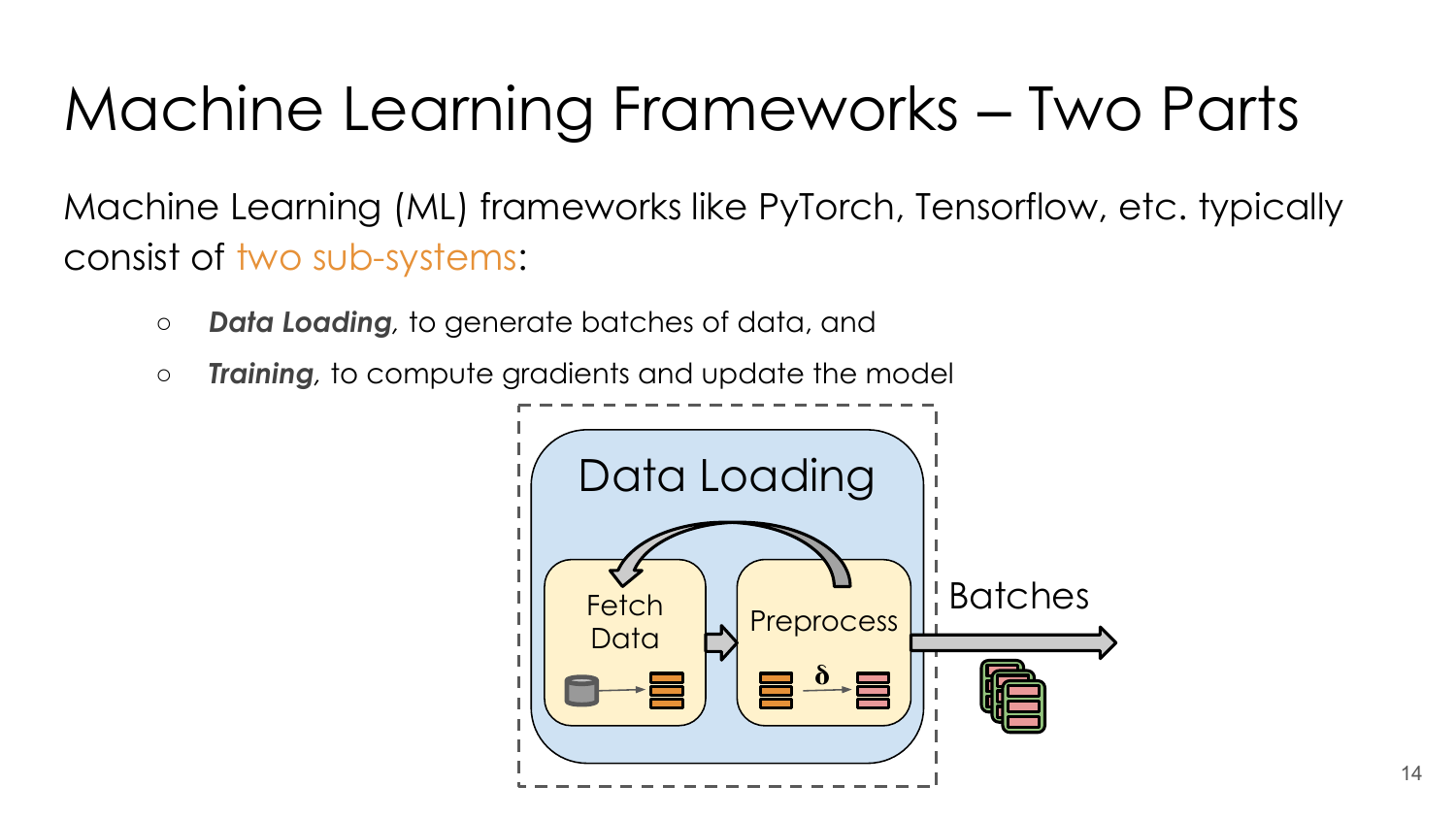# Machine Learning Frameworks – Two Parts

Machine Learning (ML) frameworks like PyTorch, Tensorflow, etc. typically consist of two sub-systems:

- ***Data Loading***, to generate batches of data, and
- ***Training***, to compute gradients and update the model

Data Loading

Fetch Data

Preprocess

Batches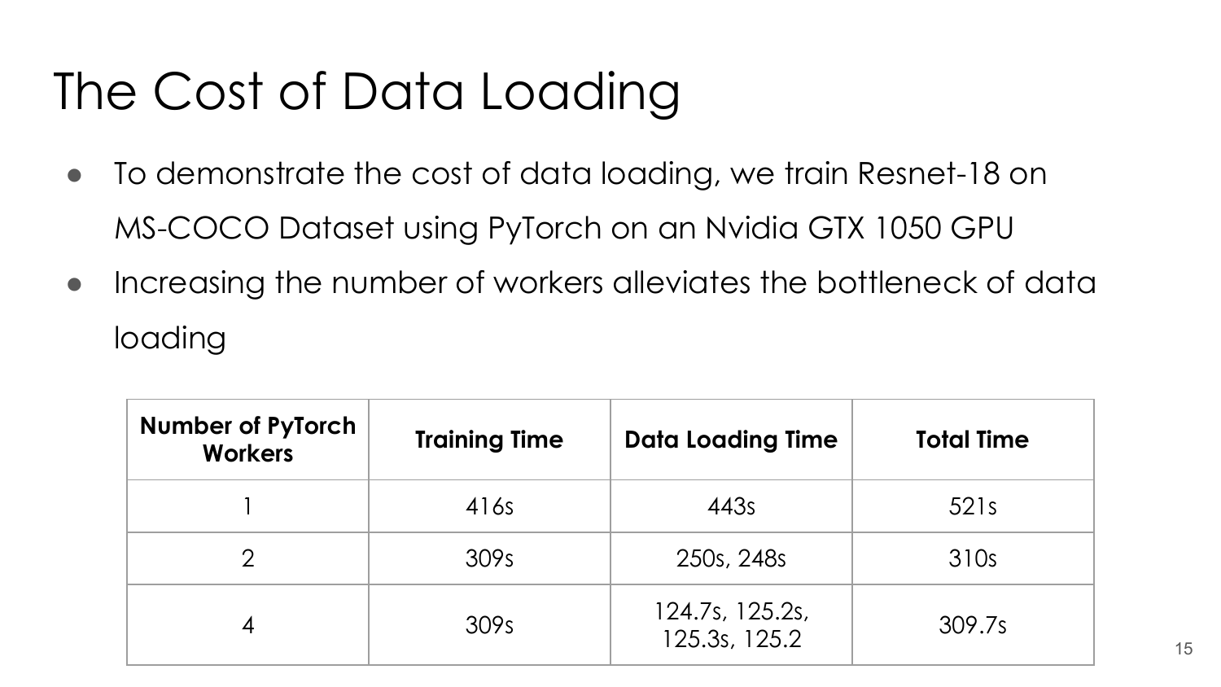# The Cost of Data Loading

- To demonstrate the cost of data loading, we train Resnet-18 on MS-COCO Dataset using PyTorch on an Nvidia GTX 1050 GPU
- Increasing the number of workers alleviates the bottleneck of data loading

| Number of PyTorch Workers | Training Time | Data Loading Time | Total Time |
| --- | --- | --- | --- |
| 1 | 416s | 443s | 521s |
| 2 | 309s | 250s, 248s | 310s |
| 4 | 309s | 124.7s, 125.2s, 125.3s, 125.2 | 309.7s |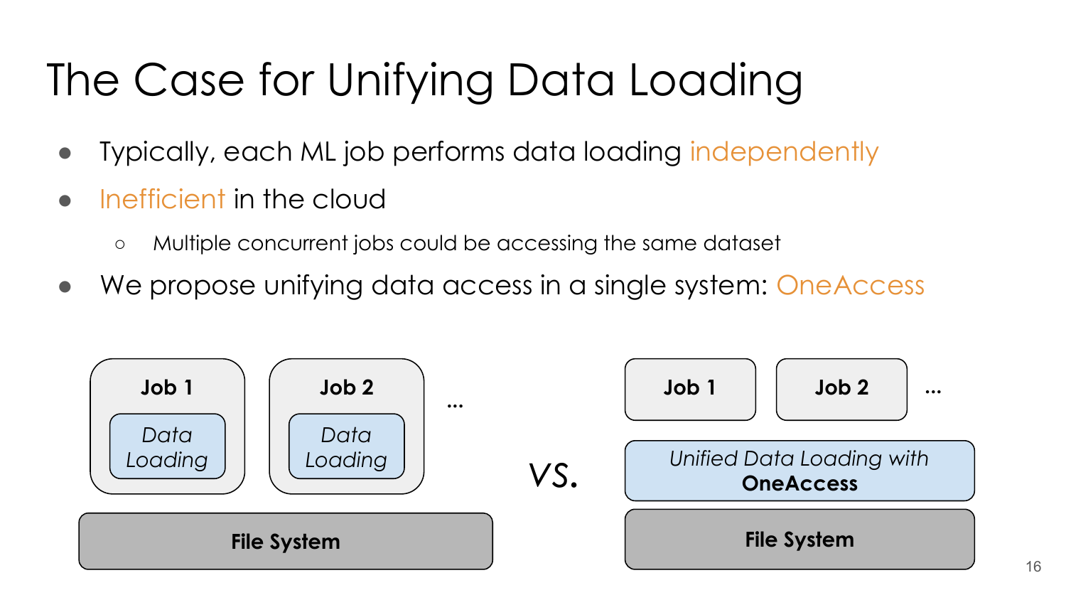# The Case for Unifying Data Loading

- Typically, each ML job performs data loading independently
- Inefficient in the cloud
  - Multiple concurrent jobs could be accessing the same dataset
- We propose unifying data access in a single system: OneAccess

**Job 1**
*Data Loading*

**Job 2**
*Data Loading*

...

**File System**

*VS.*

**Job 1**

**Job 2**

...

*Unified Data Loading with* **OneAccess**

**File System**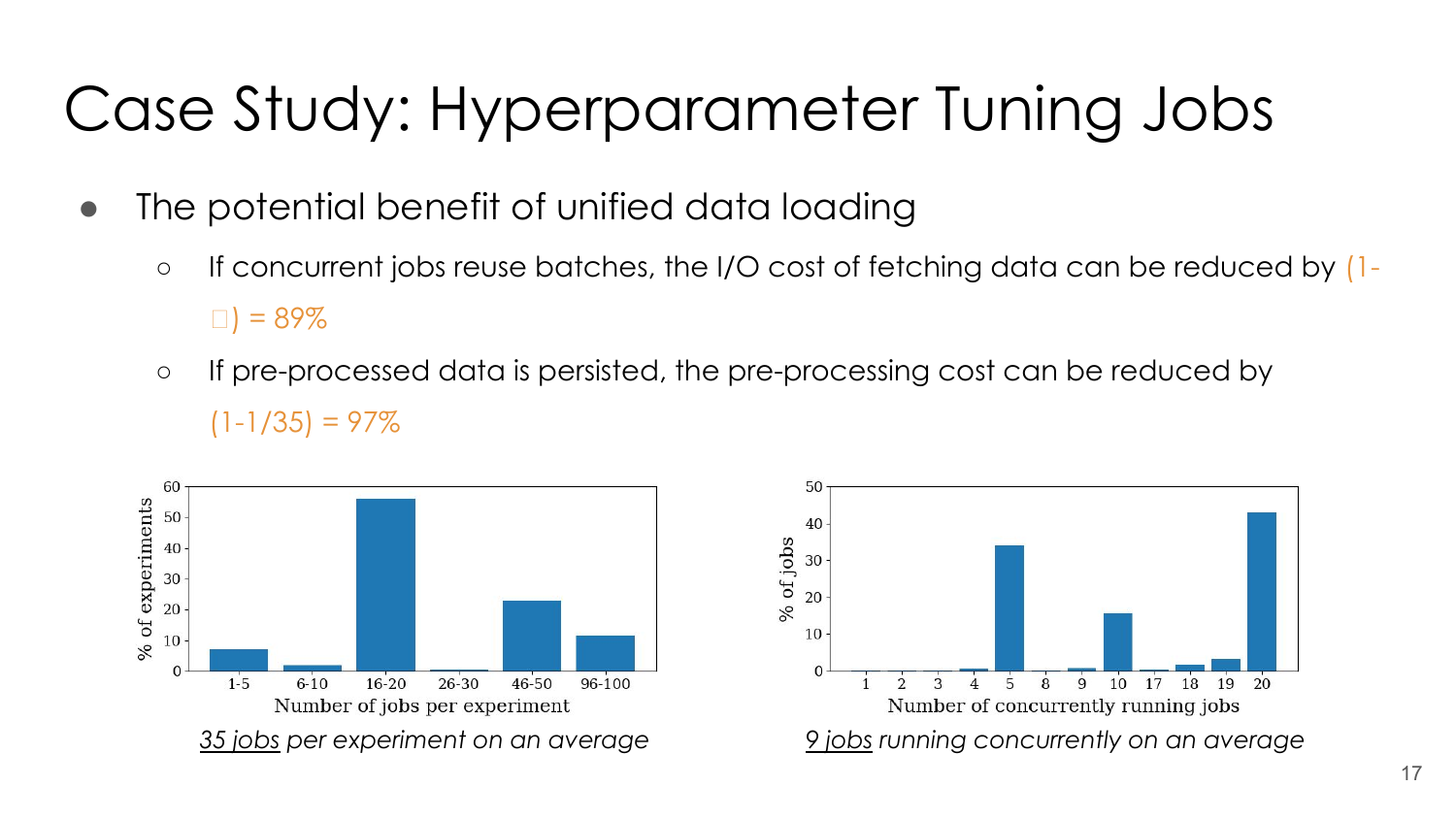# Case Study: Hyperparameter Tuning Jobs

- The potential benefit of unified data loading
  - If concurrent jobs reuse batches, the I/O cost of fetching data can be reduced by (1-□) = 89%
  - If pre-processed data is persisted, the pre-processing cost can be reduced by (1-1/35) = 97%

% of experiments

60
50
40
30
20
10
0

1-5
6-10
16-20
26-30
46-50
96-100

Number of jobs per experiment

*35 jobs per experiment on an average*

% of jobs

50
40
30
20
10
0

1
2
3
4
5
8
9
10
17
18
19
20

Number of concurrently running jobs

*9 jobs running concurrently on an average*